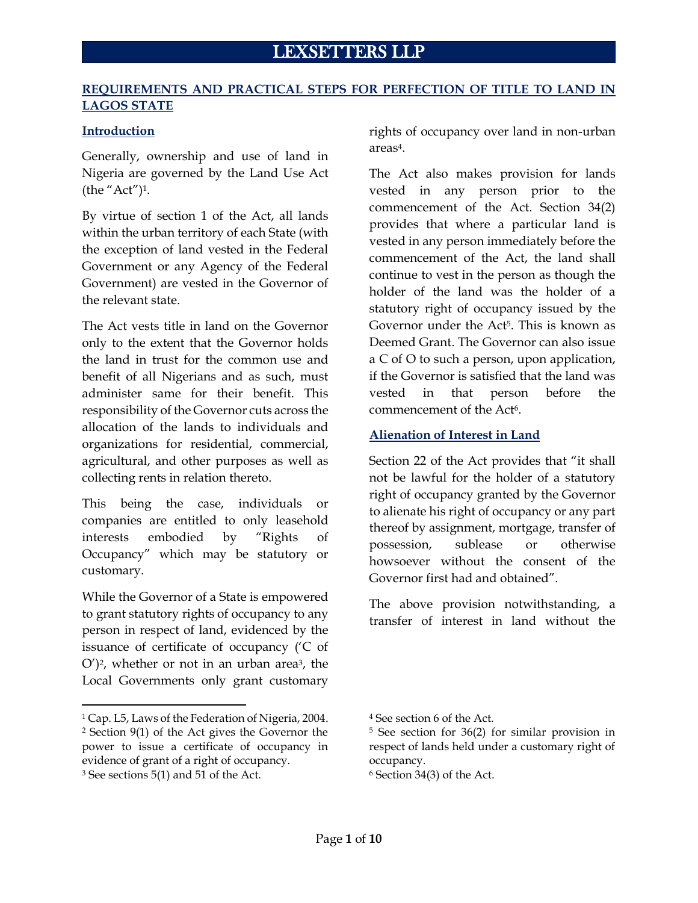# LEXSETTERS LLP

## REQUIREMENTS AND PRACTICAL STEPS FOR PERFECTION OF TITLE TO LAND IN LAGOS STATE

### Introduction

Generally, ownership and use of land in Nigeria are governed by the Land Use Act (the "Act")[1].

By virtue of section 1 of the Act, all lands within the urban territory of each State (with the exception of land vested in the Federal Government or any Agency of the Federal Government) are vested in the Governor of the relevant state.

The Act vests title in land on the Governor only to the extent that the Governor holds the land in trust for the common use and benefit of all Nigerians and as such, must administer same for their benefit. This responsibility of the Governor cuts across the allocation of the lands to individuals and organizations for residential, commercial, agricultural, and other purposes as well as collecting rents in relation thereto.

This being the case, individuals or companies are entitled to only leasehold interests embodied by "Rights of Occupancy" which may be statutory or customary.

While the Governor of a State is empowered to grant statutory rights of occupancy to any person in respect of land, evidenced by the issuance of certificate of occupancy ('C of O')[2], whether or not in an urban area[3], the Local Governments only grant customary rights of occupancy over land in non-urban areas[4].

The Act also makes provision for lands vested in any person prior to the commencement of the Act. Section 34(2) provides that where a particular land is vested in any person immediately before the commencement of the Act, the land shall continue to vest in the person as though the holder of the land was the holder of a statutory right of occupancy issued by the Governor under the Act[5]. This is known as Deemed Grant. The Governor can also issue a C of O to such a person, upon application, if the Governor is satisfied that the land was vested in that person before the commencement of the Act[6].

### Alienation of Interest in Land

Section 22 of the Act provides that "it shall not be lawful for the holder of a statutory right of occupancy granted by the Governor to alienate his right of occupancy or any part thereof by assignment, mortgage, transfer of possession, sublease or otherwise howsoever without the consent of the Governor first had and obtained".

The above provision notwithstanding, a transfer of interest in land without the

---

[1] Cap. L5, Laws of the Federation of Nigeria, 2004.

[2] Section 9(1) of the Act gives the Governor the power to issue a certificate of occupancy in evidence of grant of a right of occupancy.

[3] See sections 5(1) and 51 of the Act.

[4] See section 6 of the Act.

[5] See section for 36(2) for similar provision in respect of lands held under a customary right of occupancy.

[6] Section 34(3) of the Act.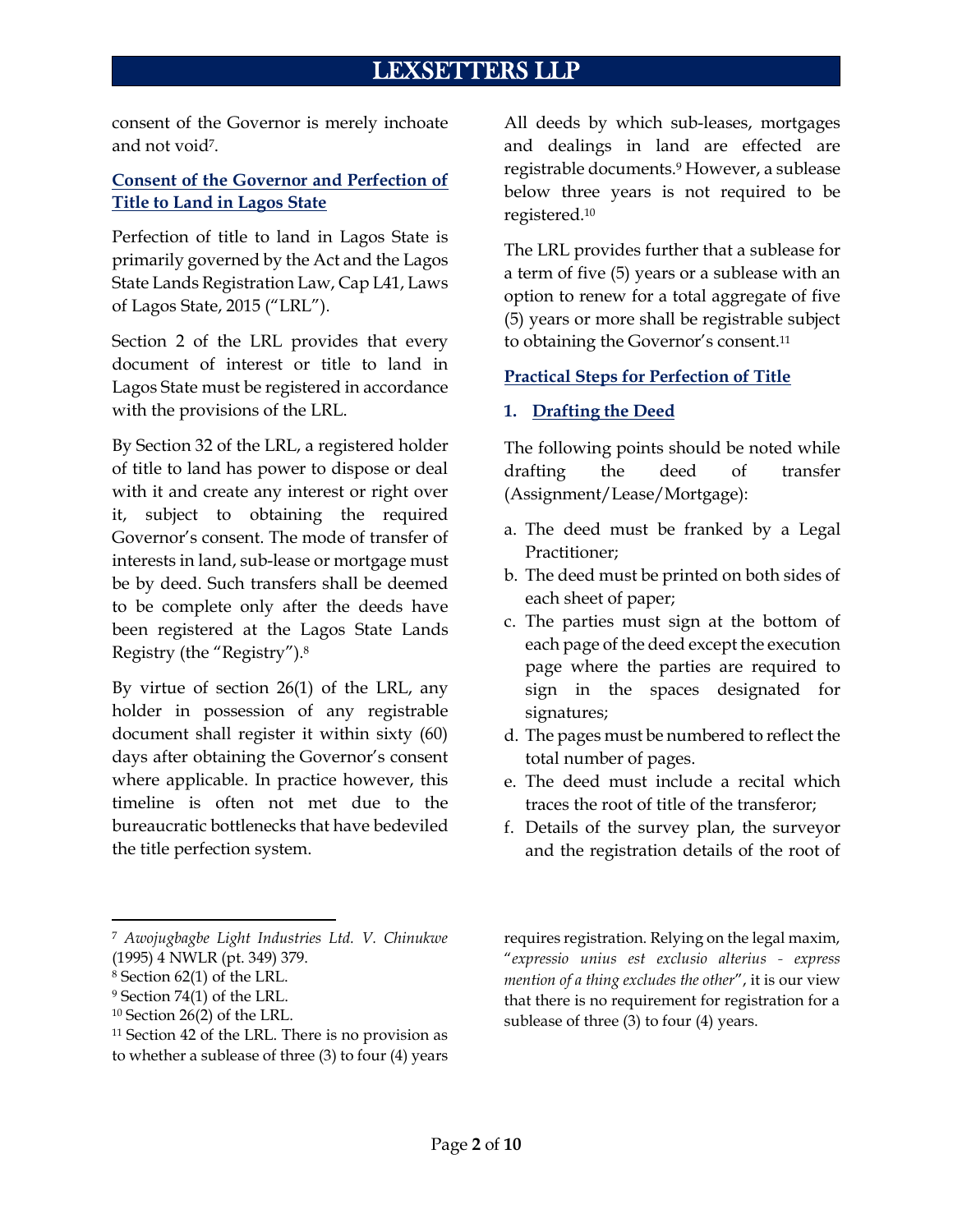consent of the Governor is merely inchoate and not void[7].

## Consent of the Governor and Perfection of Title to Land in Lagos State

Perfection of title to land in Lagos State is primarily governed by the Act and the Lagos State Lands Registration Law, Cap L41, Laws of Lagos State, 2015 ("LRL").

Section 2 of the LRL provides that every document of interest or title to land in Lagos State must be registered in accordance with the provisions of the LRL.

By Section 32 of the LRL, a registered holder of title to land has power to dispose or deal with it and create any interest or right over it, subject to obtaining the required Governor's consent. The mode of transfer of interests in land, sub-lease or mortgage must be by deed. Such transfers shall be deemed to be complete only after the deeds have been registered at the Lagos State Lands Registry (the "Registry").[8]

By virtue of section 26(1) of the LRL, any holder in possession of any registrable document shall register it within sixty (60) days after obtaining the Governor's consent where applicable. In practice however, this timeline is often not met due to the bureaucratic bottlenecks that have bedeviled the title perfection system.

All deeds by which sub-leases, mortgages and dealings in land are effected are registrable documents.[9] However, a sublease below three years is not required to be registered.[10]

The LRL provides further that a sublease for a term of five (5) years or a sublease with an option to renew for a total aggregate of five (5) years or more shall be registrable subject to obtaining the Governor's consent.[11]

## Practical Steps for Perfection of Title

### 1. Drafting the Deed

The following points should be noted while drafting the deed of transfer (Assignment/Lease/Mortgage):

a. The deed must be franked by a Legal Practitioner;
b. The deed must be printed on both sides of each sheet of paper;
c. The parties must sign at the bottom of each page of the deed except the execution page where the parties are required to sign in the spaces designated for signatures;
d. The pages must be numbered to reflect the total number of pages.
e. The deed must include a recital which traces the root of title of the transferor;
f. Details of the survey plan, the surveyor and the registration details of the root of

---

[7] *Awojugbagbe Light Industries Ltd. V. Chinukwe* (1995) 4 NWLR (pt. 349) 379.

[8] Section 62(1) of the LRL.

[9] Section 74(1) of the LRL.

[10] Section 26(2) of the LRL.

[11] Section 42 of the LRL. There is no provision as to whether a sublease of three (3) to four (4) years requires registration. Relying on the legal maxim, "*expressio unius est exclusio alterius - express mention of a thing excludes the other*", it is our view that there is no requirement for registration for a sublease of three (3) to four (4) years.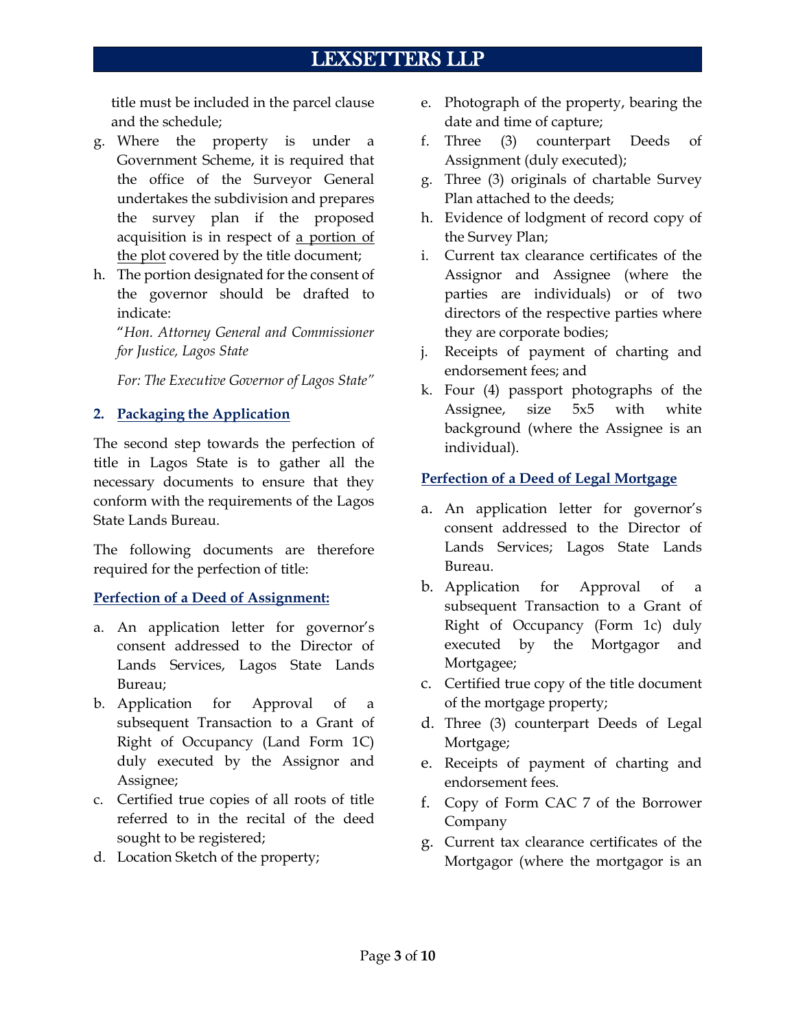title must be included in the parcel clause and the schedule;

g. Where the property is under a Government Scheme, it is required that the office of the Surveyor General undertakes the subdivision and prepares the survey plan if the proposed acquisition is in respect of <u>a portion of the plot</u> covered by the title document;
h. The portion designated for the consent of the governor should be drafted to indicate:

   "*Hon. Attorney General and Commissioner for Justice, Lagos State*

   *For: The Executive Governor of Lagos State*"

## 2. Packaging the Application

The second step towards the perfection of title in Lagos State is to gather all the necessary documents to ensure that they conform with the requirements of the Lagos State Lands Bureau.

The following documents are therefore required for the perfection of title:

### Perfection of a Deed of Assignment:

a. An application letter for governor's consent addressed to the Director of Lands Services, Lagos State Lands Bureau;
b. Application for Approval of a subsequent Transaction to a Grant of Right of Occupancy (Land Form 1C) duly executed by the Assignor and Assignee;
c. Certified true copies of all roots of title referred to in the recital of the deed sought to be registered;
d. Location Sketch of the property;
e. Photograph of the property, bearing the date and time of capture;
f. Three (3) counterpart Deeds of Assignment (duly executed);
g. Three (3) originals of chartable Survey Plan attached to the deeds;
h. Evidence of lodgment of record copy of the Survey Plan;
i. Current tax clearance certificates of the Assignor and Assignee (where the parties are individuals) or of two directors of the respective parties where they are corporate bodies;
j. Receipts of payment of charting and endorsement fees; and
k. Four (4) passport photographs of the Assignee, size 5x5 with white background (where the Assignee is an individual).

### Perfection of a Deed of Legal Mortgage

a. An application letter for governor's consent addressed to the Director of Lands Services; Lagos State Lands Bureau.
b. Application for Approval of a subsequent Transaction to a Grant of Right of Occupancy (Form 1c) duly executed by the Mortgagor and Mortgagee;
c. Certified true copy of the title document of the mortgage property;
d. Three (3) counterpart Deeds of Legal Mortgage;
e. Receipts of payment of charting and endorsement fees.
f. Copy of Form CAC 7 of the Borrower Company
g. Current tax clearance certificates of the Mortgagor (where the mortgagor is an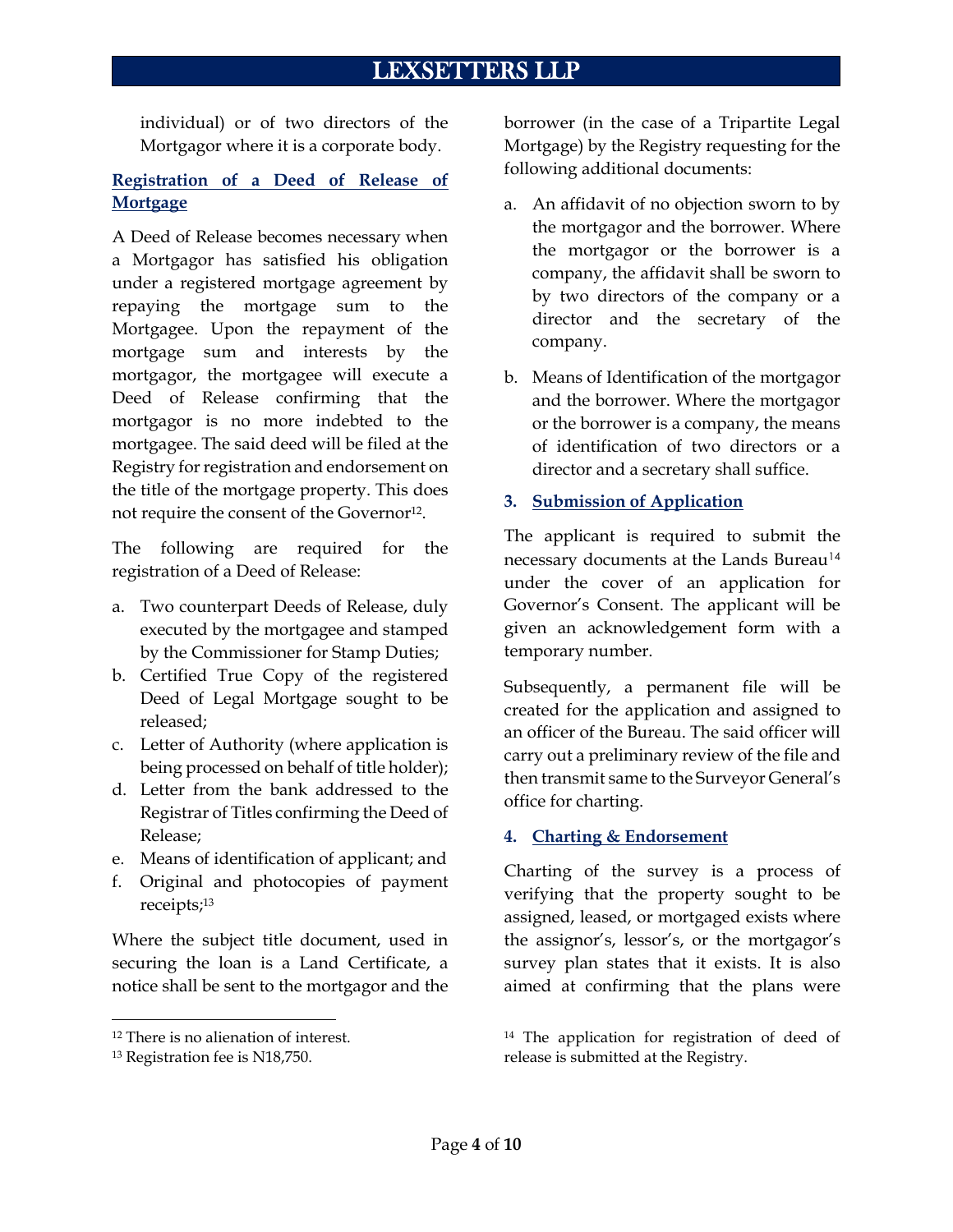individual) or of two directors of the Mortgagor where it is a corporate body.

**Registration of a Deed of Release of Mortgage**

A Deed of Release becomes necessary when a Mortgagor has satisfied his obligation under a registered mortgage agreement by repaying the mortgage sum to the Mortgagee. Upon the repayment of the mortgage sum and interests by the mortgagor, the mortgagee will execute a Deed of Release confirming that the mortgagor is no more indebted to the mortgagee. The said deed will be filed at the Registry for registration and endorsement on the title of the mortgage property. This does not require the consent of the Governor[12].

The following are required for the registration of a Deed of Release:

a. Two counterpart Deeds of Release, duly executed by the mortgagee and stamped by the Commissioner for Stamp Duties;
b. Certified True Copy of the registered Deed of Legal Mortgage sought to be released;
c. Letter of Authority (where application is being processed on behalf of title holder);
d. Letter from the bank addressed to the Registrar of Titles confirming the Deed of Release;
e. Means of identification of applicant; and
f. Original and photocopies of payment receipts;[13]

Where the subject title document, used in securing the loan is a Land Certificate, a notice shall be sent to the mortgagor and the borrower (in the case of a Tripartite Legal Mortgage) by the Registry requesting for the following additional documents:

a. An affidavit of no objection sworn to by the mortgagor and the borrower. Where the mortgagor or the borrower is a company, the affidavit shall be sworn to by two directors of the company or a director and the secretary of the company.
b. Means of Identification of the mortgagor and the borrower. Where the mortgagor or the borrower is a company, the means of identification of two directors or a director and a secretary shall suffice.

**3. Submission of Application**

The applicant is required to submit the necessary documents at the Lands Bureau[14] under the cover of an application for Governor's Consent. The applicant will be given an acknowledgement form with a temporary number.

Subsequently, a permanent file will be created for the application and assigned to an officer of the Bureau. The said officer will carry out a preliminary review of the file and then transmit same to the Surveyor General's office for charting.

**4. Charting & Endorsement**

Charting of the survey is a process of verifying that the property sought to be assigned, leased, or mortgaged exists where the assignor's, lessor's, or the mortgagor's survey plan states that it exists. It is also aimed at confirming that the plans were

---

[12] There is no alienation of interest.

[13] Registration fee is N18,750.

[14] The application for registration of deed of release is submitted at the Registry.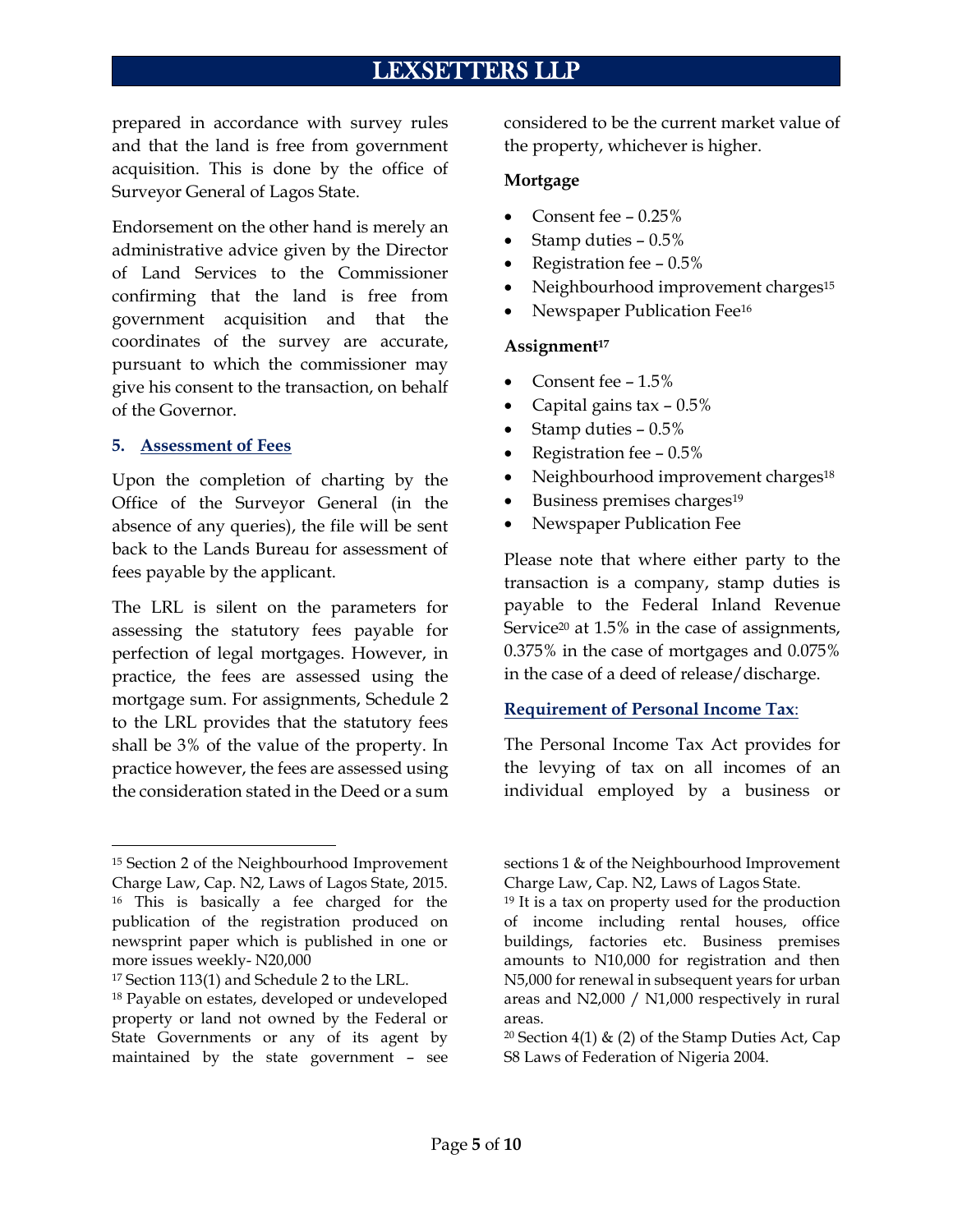prepared in accordance with survey rules and that the land is free from government acquisition. This is done by the office of Surveyor General of Lagos State.

Endorsement on the other hand is merely an administrative advice given by the Director of Land Services to the Commissioner confirming that the land is free from government acquisition and that the coordinates of the survey are accurate, pursuant to which the commissioner may give his consent to the transaction, on behalf of the Governor.

### 5. Assessment of Fees

Upon the completion of charting by the Office of the Surveyor General (in the absence of any queries), the file will be sent back to the Lands Bureau for assessment of fees payable by the applicant.

The LRL is silent on the parameters for assessing the statutory fees payable for perfection of legal mortgages. However, in practice, the fees are assessed using the mortgage sum. For assignments, Schedule 2 to the LRL provides that the statutory fees shall be 3% of the value of the property. In practice however, the fees are assessed using the consideration stated in the Deed or a sum considered to be the current market value of the property, whichever is higher.

**Mortgage**

- Consent fee – 0.25%
- Stamp duties – 0.5%
- Registration fee – 0.5%
- Neighbourhood improvement charges[15]
- Newspaper Publication Fee[16]

**Assignment[17]**

- Consent fee – 1.5%
- Capital gains tax – 0.5%
- Stamp duties – 0.5%
- Registration fee – 0.5%
- Neighbourhood improvement charges[18]
- Business premises charges[19]
- Newspaper Publication Fee

Please note that where either party to the transaction is a company, stamp duties is payable to the Federal Inland Revenue Service[20] at 1.5% in the case of assignments, 0.375% in the case of mortgages and 0.075% in the case of a deed of release/discharge.

**Requirement of Personal Income Tax**:

The Personal Income Tax Act provides for the levying of tax on all incomes of an individual employed by a business or

---

[15] Section 2 of the Neighbourhood Improvement Charge Law, Cap. N2, Laws of Lagos State, 2015.

[16] This is basically a fee charged for the publication of the registration produced on newsprint paper which is published in one or more issues weekly- N20,000

[17] Section 113(1) and Schedule 2 to the LRL.

[18] Payable on estates, developed or undeveloped property or land not owned by the Federal or State Governments or any of its agent by maintained by the state government – see sections 1 & of the Neighbourhood Improvement Charge Law, Cap. N2, Laws of Lagos State.

[19] It is a tax on property used for the production of income including rental houses, office buildings, factories etc. Business premises amounts to N10,000 for registration and then N5,000 for renewal in subsequent years for urban areas and N2,000 / N1,000 respectively in rural areas.

[20] Section 4(1) & (2) of the Stamp Duties Act, Cap S8 Laws of Federation of Nigeria 2004.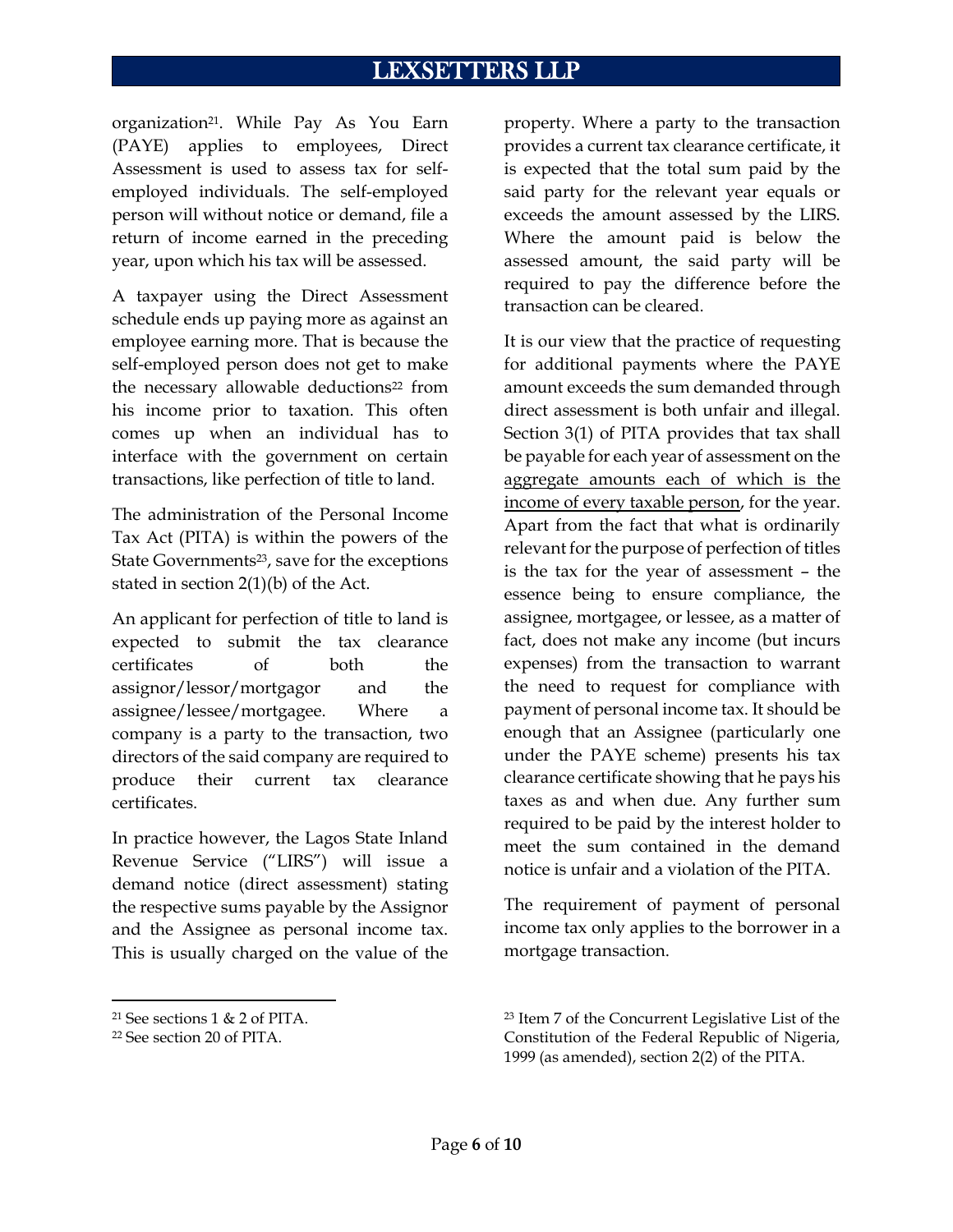organization[21]. While Pay As You Earn (PAYE) applies to employees, Direct Assessment is used to assess tax for self-employed individuals. The self-employed person will without notice or demand, file a return of income earned in the preceding year, upon which his tax will be assessed.

A taxpayer using the Direct Assessment schedule ends up paying more as against an employee earning more. That is because the self-employed person does not get to make the necessary allowable deductions[22] from his income prior to taxation. This often comes up when an individual has to interface with the government on certain transactions, like perfection of title to land.

The administration of the Personal Income Tax Act (PITA) is within the powers of the State Governments[23], save for the exceptions stated in section 2(1)(b) of the Act.

An applicant for perfection of title to land is expected to submit the tax clearance certificates of both the assignor/lessor/mortgagor and the assignee/lessee/mortgagee. Where a company is a party to the transaction, two directors of the said company are required to produce their current tax clearance certificates.

In practice however, the Lagos State Inland Revenue Service ("LIRS") will issue a demand notice (direct assessment) stating the respective sums payable by the Assignor and the Assignee as personal income tax. This is usually charged on the value of the property. Where a party to the transaction provides a current tax clearance certificate, it is expected that the total sum paid by the said party for the relevant year equals or exceeds the amount assessed by the LIRS. Where the amount paid is below the assessed amount, the said party will be required to pay the difference before the transaction can be cleared.

It is our view that the practice of requesting for additional payments where the PAYE amount exceeds the sum demanded through direct assessment is both unfair and illegal. Section 3(1) of PITA provides that tax shall be payable for each year of assessment on the <u>aggregate amounts each of which is the income of every taxable person</u>, for the year. Apart from the fact that what is ordinarily relevant for the purpose of perfection of titles is the tax for the year of assessment – the essence being to ensure compliance, the assignee, mortgagee, or lessee, as a matter of fact, does not make any income (but incurs expenses) from the transaction to warrant the need to request for compliance with payment of personal income tax. It should be enough that an Assignee (particularly one under the PAYE scheme) presents his tax clearance certificate showing that he pays his taxes as and when due. Any further sum required to be paid by the interest holder to meet the sum contained in the demand notice is unfair and a violation of the PITA.

The requirement of payment of personal income tax only applies to the borrower in a mortgage transaction.

---

[21] See sections 1 & 2 of PITA.

[22] See section 20 of PITA.

[23] Item 7 of the Concurrent Legislative List of the Constitution of the Federal Republic of Nigeria, 1999 (as amended), section 2(2) of the PITA.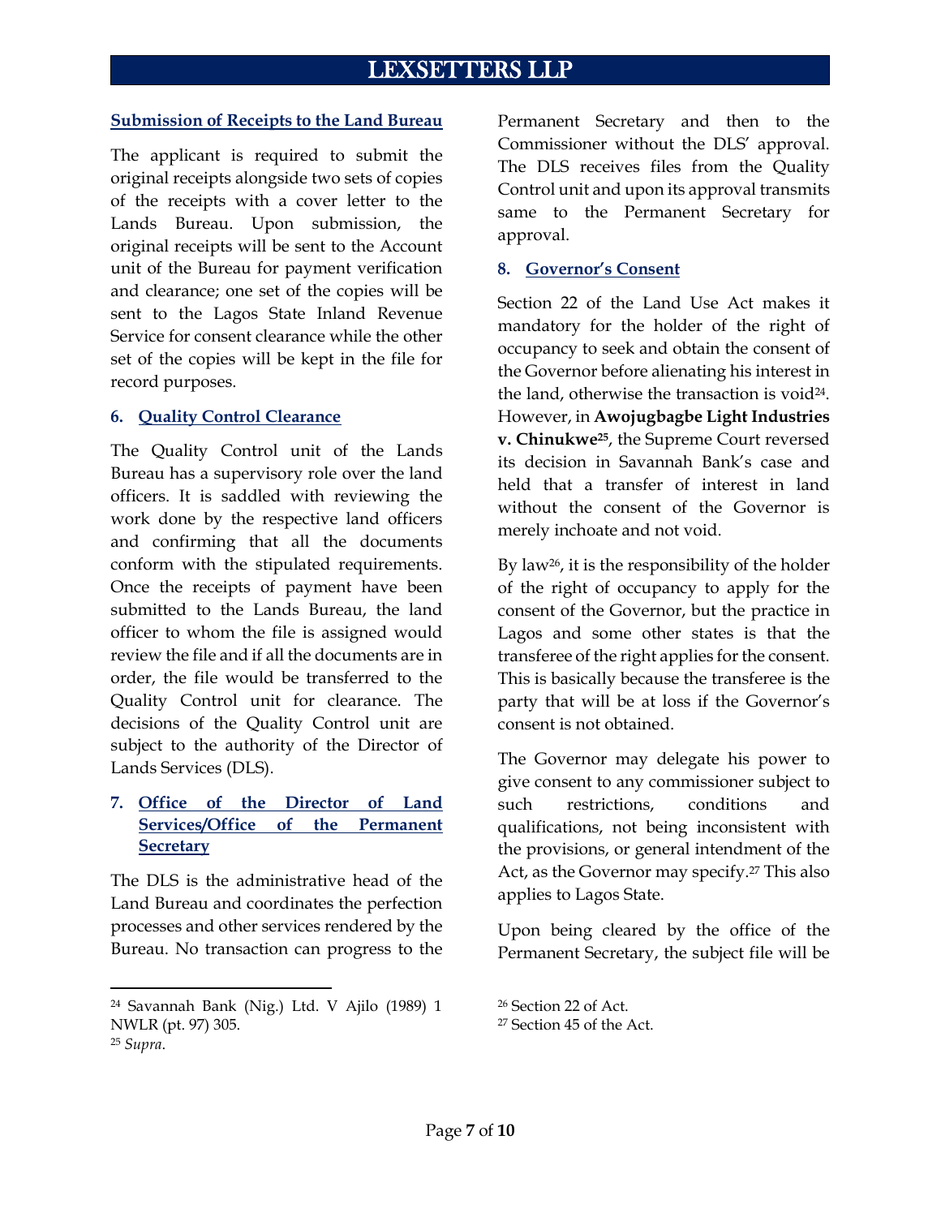### Submission of Receipts to the Land Bureau

The applicant is required to submit the original receipts alongside two sets of copies of the receipts with a cover letter to the Lands Bureau. Upon submission, the original receipts will be sent to the Account unit of the Bureau for payment verification and clearance; one set of the copies will be sent to the Lagos State Inland Revenue Service for consent clearance while the other set of the copies will be kept in the file for record purposes.

### 6. Quality Control Clearance

The Quality Control unit of the Lands Bureau has a supervisory role over the land officers. It is saddled with reviewing the work done by the respective land officers and confirming that all the documents conform with the stipulated requirements. Once the receipts of payment have been submitted to the Lands Bureau, the land officer to whom the file is assigned would review the file and if all the documents are in order, the file would be transferred to the Quality Control unit for clearance. The decisions of the Quality Control unit are subject to the authority of the Director of Lands Services (DLS).

### 7. Office of the Director of Land Services/Office of the Permanent Secretary

The DLS is the administrative head of the Land Bureau and coordinates the perfection processes and other services rendered by the Bureau. No transaction can progress to the Permanent Secretary and then to the Commissioner without the DLS' approval. The DLS receives files from the Quality Control unit and upon its approval transmits same to the Permanent Secretary for approval.

### 8. Governor's Consent

Section 22 of the Land Use Act makes it mandatory for the holder of the right of occupancy to seek and obtain the consent of the Governor before alienating his interest in the land, otherwise the transaction is void[24]. However, in **Awojugbagbe Light Industries v. Chinukwe[25]**, the Supreme Court reversed its decision in Savannah Bank's case and held that a transfer of interest in land without the consent of the Governor is merely inchoate and not void.

By law[26], it is the responsibility of the holder of the right of occupancy to apply for the consent of the Governor, but the practice in Lagos and some other states is that the transferee of the right applies for the consent. This is basically because the transferee is the party that will be at loss if the Governor's consent is not obtained.

The Governor may delegate his power to give consent to any commissioner subject to such restrictions, conditions and qualifications, not being inconsistent with the provisions, or general intendment of the Act, as the Governor may specify.[27] This also applies to Lagos State.

Upon being cleared by the office of the Permanent Secretary, the subject file will be

---

[24] Savannah Bank (Nig.) Ltd. V Ajilo (1989) 1 NWLR (pt. 97) 305.

[25] *Supra.*

[26] Section 22 of Act.

[27] Section 45 of the Act.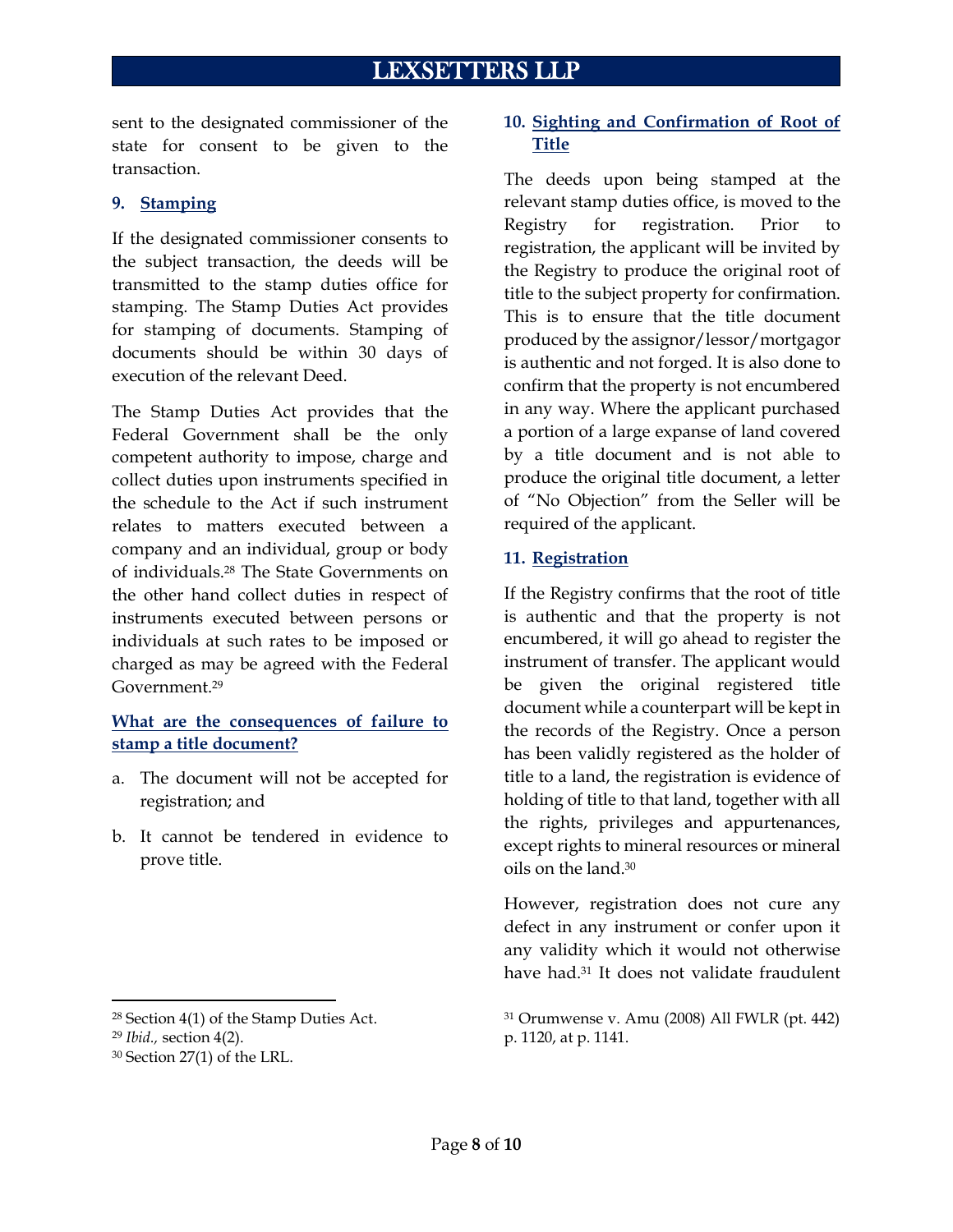sent to the designated commissioner of the state for consent to be given to the transaction.

### 9. Stamping

If the designated commissioner consents to the subject transaction, the deeds will be transmitted to the stamp duties office for stamping. The Stamp Duties Act provides for stamping of documents. Stamping of documents should be within 30 days of execution of the relevant Deed.

The Stamp Duties Act provides that the Federal Government shall be the only competent authority to impose, charge and collect duties upon instruments specified in the schedule to the Act if such instrument relates to matters executed between a company and an individual, group or body of individuals.[28] The State Governments on the other hand collect duties in respect of instruments executed between persons or individuals at such rates to be imposed or charged as may be agreed with the Federal Government.[29]

#### What are the consequences of failure to stamp a title document?

a. The document will not be accepted for registration; and

b. It cannot be tendered in evidence to prove title.

### 10. Sighting and Confirmation of Root of Title

The deeds upon being stamped at the relevant stamp duties office, is moved to the Registry for registration. Prior to registration, the applicant will be invited by the Registry to produce the original root of title to the subject property for confirmation. This is to ensure that the title document produced by the assignor/lessor/mortgagor is authentic and not forged. It is also done to confirm that the property is not encumbered in any way. Where the applicant purchased a portion of a large expanse of land covered by a title document and is not able to produce the original title document, a letter of "No Objection" from the Seller will be required of the applicant.

### 11. Registration

If the Registry confirms that the root of title is authentic and that the property is not encumbered, it will go ahead to register the instrument of transfer. The applicant would be given the original registered title document while a counterpart will be kept in the records of the Registry. Once a person has been validly registered as the holder of title to a land, the registration is evidence of holding of title to that land, together with all the rights, privileges and appurtenances, except rights to mineral resources or mineral oils on the land.[30]

However, registration does not cure any defect in any instrument or confer upon it any validity which it would not otherwise have had.[31] It does not validate fraudulent

---

[28] Section 4(1) of the Stamp Duties Act.

[29] *Ibid.,* section 4(2).

[30] Section 27(1) of the LRL.

[31] Orumwense v. Amu (2008) All FWLR (pt. 442) p. 1120, at p. 1141.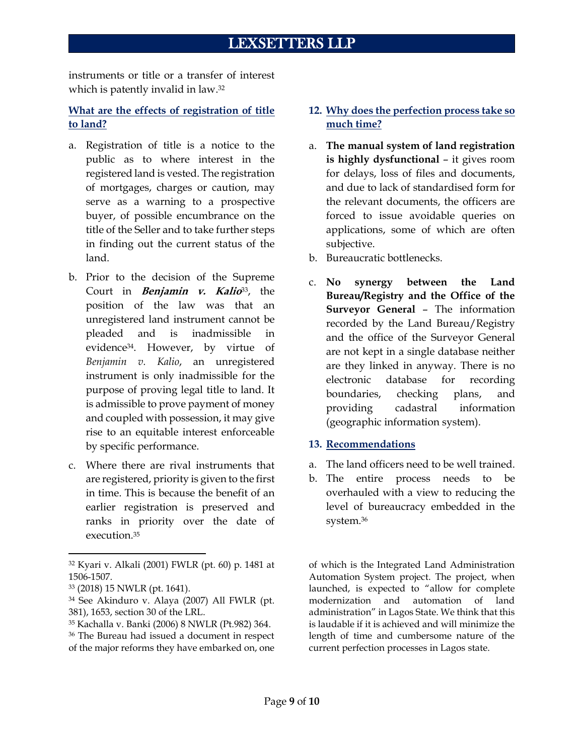instruments or title or a transfer of interest which is patently invalid in law.[32]

## What are the effects of registration of title to land?

a. Registration of title is a notice to the public as to where interest in the registered land is vested. The registration of mortgages, charges or caution, may serve as a warning to a prospective buyer, of possible encumbrance on the title of the Seller and to take further steps in finding out the current status of the land.

b. Prior to the decision of the Supreme Court in ***Benjamin v. Kalio***[33], the position of the law was that an unregistered land instrument cannot be pleaded and is inadmissible in evidence[34]. However, by virtue of *Benjamin v. Kalio*, an unregistered instrument is only inadmissible for the purpose of proving legal title to land. It is admissible to prove payment of money and coupled with possession, it may give rise to an equitable interest enforceable by specific performance.

c. Where there are rival instruments that are registered, priority is given to the first in time. This is because the benefit of an earlier registration is preserved and ranks in priority over the date of execution.[35]

## 12. Why does the perfection process take so much time?

a. **The manual system of land registration is highly dysfunctional** – it gives room for delays, loss of files and documents, and due to lack of standardised form for the relevant documents, the officers are forced to issue avoidable queries on applications, some of which are often subjective.

b. Bureaucratic bottlenecks.

c. **No synergy between the Land Bureau/Registry and the Office of the Surveyor General** – The information recorded by the Land Bureau/Registry and the office of the Surveyor General are not kept in a single database neither are they linked in anyway. There is no electronic database for recording boundaries, checking plans, and providing cadastral information (geographic information system).

## 13. Recommendations

a. The land officers need to be well trained.

b. The entire process needs to be overhauled with a view to reducing the level of bureaucracy embedded in the system.[36]

---

[32] Kyari v. Alkali (2001) FWLR (pt. 60) p. 1481 at 1506-1507.

[33] (2018) 15 NWLR (pt. 1641).

[34] See Akinduro v. Alaya (2007) All FWLR (pt. 381), 1653, section 30 of the LRL.

[35] Kachalla v. Banki (2006) 8 NWLR (Pt.982) 364.

[36] The Bureau had issued a document in respect of the major reforms they have embarked on, one of which is the Integrated Land Administration Automation System project. The project, when launched, is expected to "allow for complete modernization and automation of land administration" in Lagos State. We think that this is laudable if it is achieved and will minimize the length of time and cumbersome nature of the current perfection processes in Lagos state.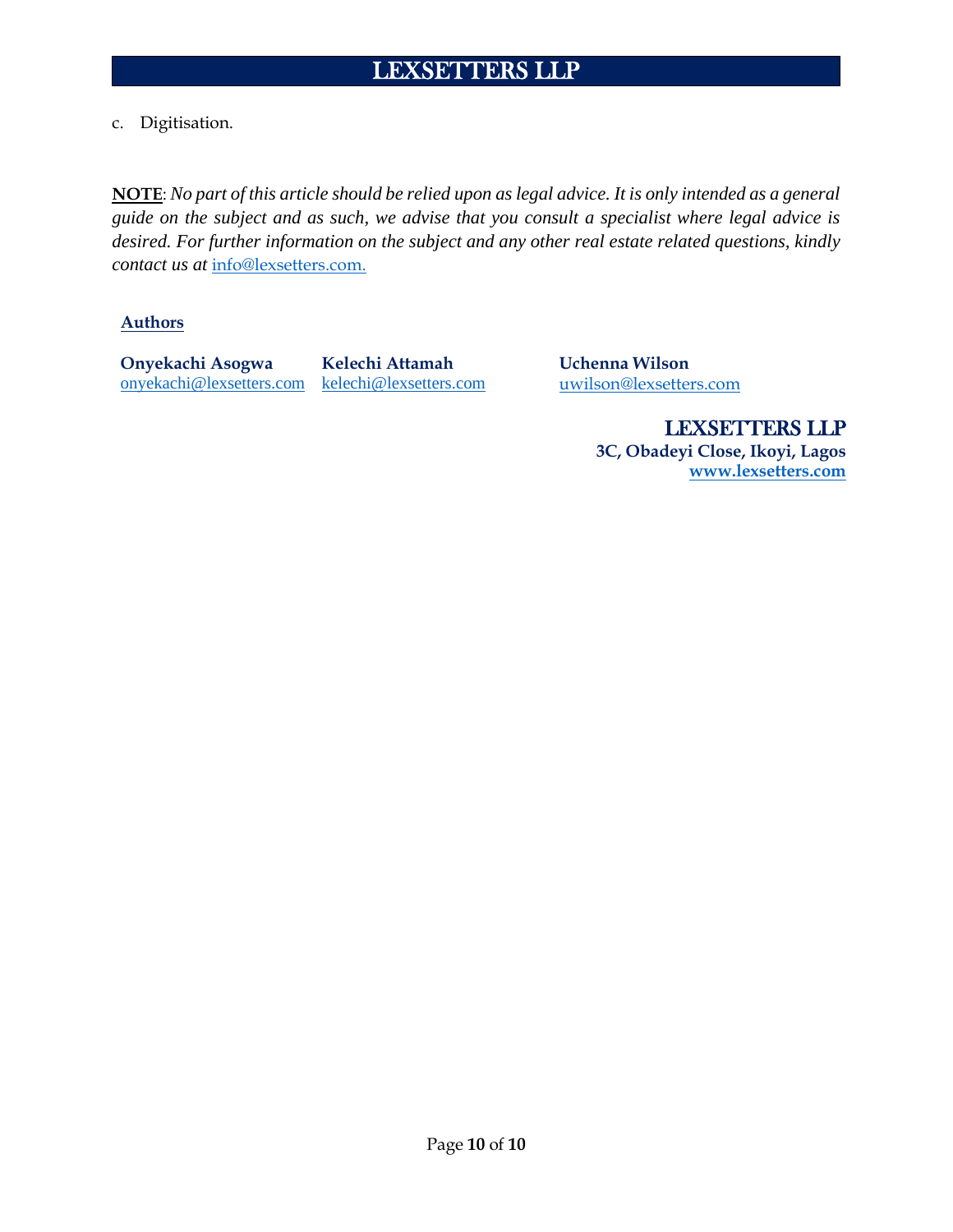c. Digitisation.

**NOTE**: *No part of this article should be relied upon as legal advice. It is only intended as a general guide on the subject and as such, we advise that you consult a specialist where legal advice is desired. For further information on the subject and any other real estate related questions, kindly contact us at* info@lexsetters.com.

**Authors**

**Onyekachi Asogwa**
onyekachi@lexsetters.com

**Kelechi Attamah**
kelechi@lexsetters.com

**Uchenna Wilson**
uwilson@lexsetters.com

LEXSETTERS LLP
**3C, Obadeyi Close, Ikoyi, Lagos**
**www.lexsetters.com**